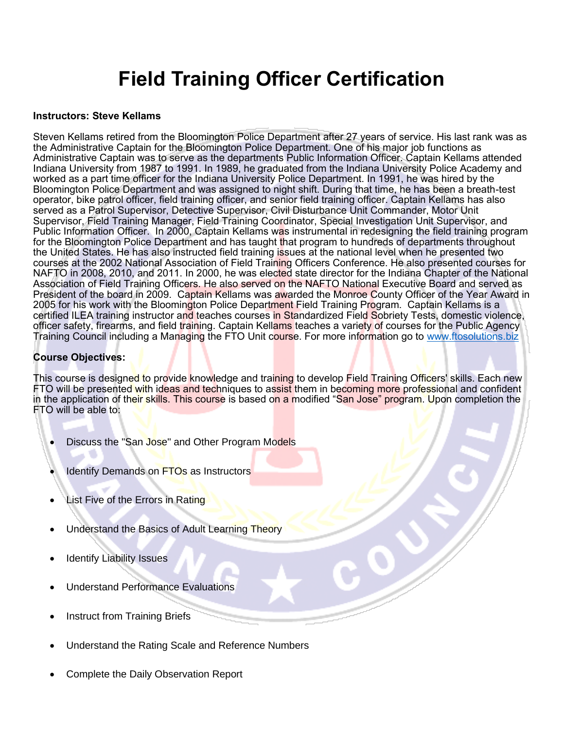# Field Training Officer Certification

**Instructors: Steve Kellams**

Steven Kellams retired from the Bloomington Police Department after 27 years of service. His last rank was as the Administrative Captain for the Bloomington Police Department. One of his major job functions as Administrative Captain was to serve as the departments Public Information Officer. Captain Kellams attended Indiana University from 1987 to 1991. In 1989, he graduated from the Indiana University Police Academy and worked as a part time officer for the Indiana University Police Department. In 1991, he was hired by the Bloomington Police Department and was assigned to night shift. During that time, he has been a breath-test operator, bike patrol officer, field training officer, and senior field training officer. Captain Kellams has also served as a Patrol Supervisor, Detective Supervisor, Civil Disturbance Unit Commander, Motor Unit Supervisor, Field Training Manager, Field Training Coordinator, Special Investigation Unit Supervisor, and Public Information Officer. In 2000, Captain Kellams was instrumental in redesigning the field training program for the Bloomington Police Department and has taught that program to hundreds of departments throughout the United States. He has also instructed field training issues at the national level when he presented two courses at the 2002 National Association of Field Training Officers Conference. He also presented courses for NAFTO in 2008, 2010, and 2011. In 2000, he was elected state director for the Indiana Chapter of the National Association of Field Training Officers. He also served on the NAFTO National Executive Board and served as President of the board in 2009. Captain Kellams was awarded the Monroe County Officer of the Year Award in 2005 for his work with the Bloomington Police Department Field Training Program. Captain Kellams is a certified ILEA training instructor and teaches courses in Standardized Field Sobriety Tests, domestic violence, officer safety, firearms, and field training. Captain Kellams teaches a variety of courses for the Public Agency Training Council including a Managing the FTO Unit course. For more information go to www.ftosolutions.biz

**Course Objectives:**

This course is designed to provide knowledge and training to develop Field Training Officers' skills. Each new FTO will be presented with ideas and techniques to assist them in becoming more professional and confident in the application of their skills. This course is based on a modified "San Jose" program. Upon completion the FTO will be able to:

- Discuss the "San Jose" and Other Program Models
- Identify Demands on FTOs as Instructors
- List Five of the Errors in Rating
- Understand the Basics of Adult Learning Theory
- Identify Liability Issues
- Understand Performance Evaluations
- Instruct from Training Briefs
- Understand the Rating Scale and Reference Numbers
- Complete the Daily Observation Report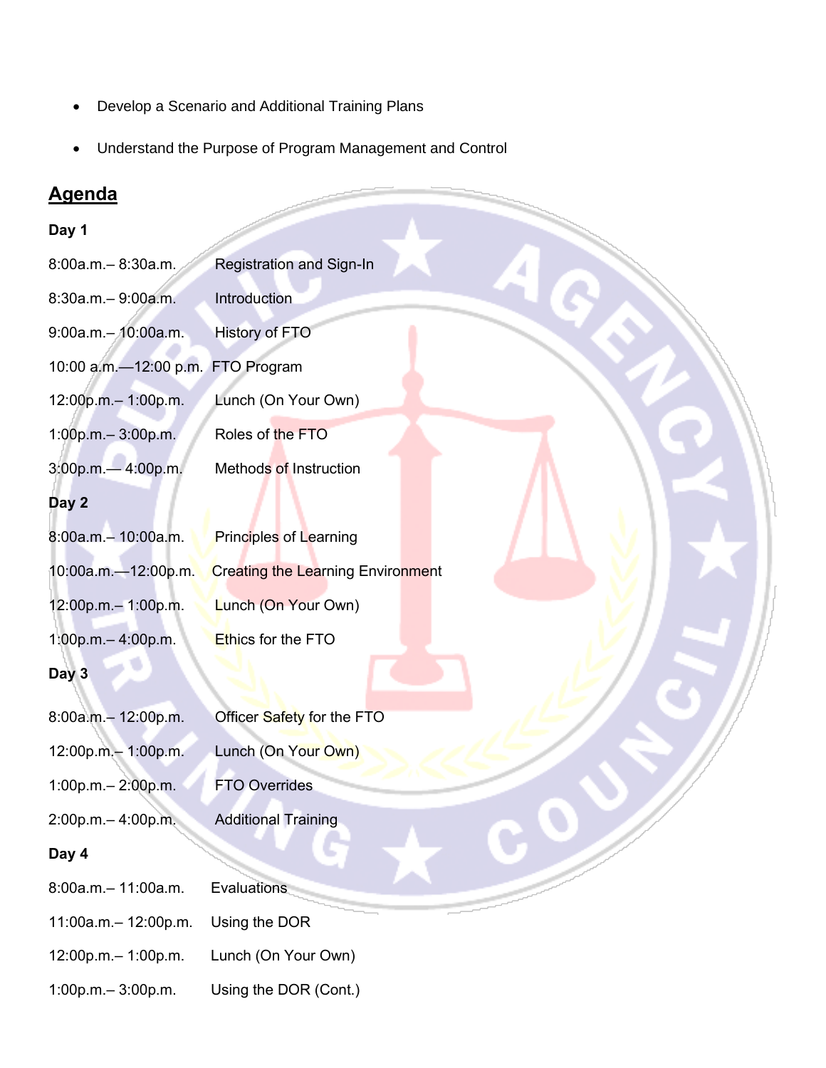- Develop a Scenario and Additional Training Plans
- Understand the Purpose of Program Management and Control

## Agenda

**Day 1**

8:00a.m.– 8:30a.m. Registration and Sign-In

8:30a.m.– 9:00a.m. Introduction

9:00a.m.– 10:00a.m. History of FTO

10:00 a.m.—12:00 p.m. FTO Program

12:00p.m.– 1:00p.m. Lunch (On Your Own)

1:00p.m.– 3:00p.m. Roles of the FTO

3:00p.m.— 4:00p.m. Methods of Instruction

**Day 2**

8:00a.m.– 10:00a.m. Principles of Learning

10:00a.m.—12:00p.m. Creating the Learning Environment

12:00p.m.– 1:00p.m. Lunch (On Your Own)

1:00p.m.– 4:00p.m. Ethics for the FTO

**Day 3**

8:00a.m.– 12:00p.m. Officer Safety for the FTO

12:00p.m.– 1:00p.m. Lunch (On Your Own)

1:00p.m.– 2:00p.m. FTO Overrides

2:00p.m.– 4:00p.m. Additional Training

**Day 4**

8:00a.m.– 11:00a.m. Evaluations

11:00a.m.– 12:00p.m. Using the DOR

12:00p.m.– 1:00p.m. Lunch (On Your Own)

1:00p.m.– 3:00p.m. Using the DOR (Cont.)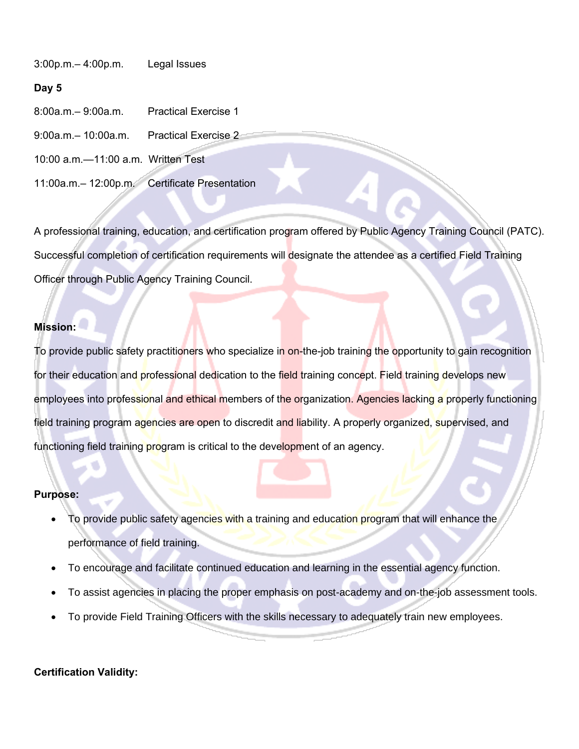3:00p.m.– 4:00p.m. Legal Issues

**Day 5**

8:00a.m.– 9:00a.m. Practical Exercise 1

9:00a.m.– 10:00a.m. Practical Exercise 2

10:00 a.m.—11:00 a.m. Written Test

11:00a.m.– 12:00p.m. Certificate Presentation

A professional training, education, and certification program offered by Public Agency Training Council (PATC). Successful completion of certification requirements will designate the attendee as a certified Field Training Officer through Public Agency Training Council.

**Mission:**

To provide public safety practitioners who specialize in on-the-job training the opportunity to gain recognition for their education and professional dedication to the field training concept. Field training develops new employees into professional and ethical members of the organization. Agencies lacking a properly functioning field training program agencies are open to discredit and liability. A properly organized, supervised, and functioning field training program is critical to the development of an agency.

**Purpose:**

- To provide public safety agencies with a training and education program that will enhance the performance of field training.
- To encourage and facilitate continued education and learning in the essential agency function.
- To assist agencies in placing the proper emphasis on post-academy and on-the-job assessment tools.
- To provide Field Training Officers with the skills necessary to adequately train new employees.

**Certification Validity:**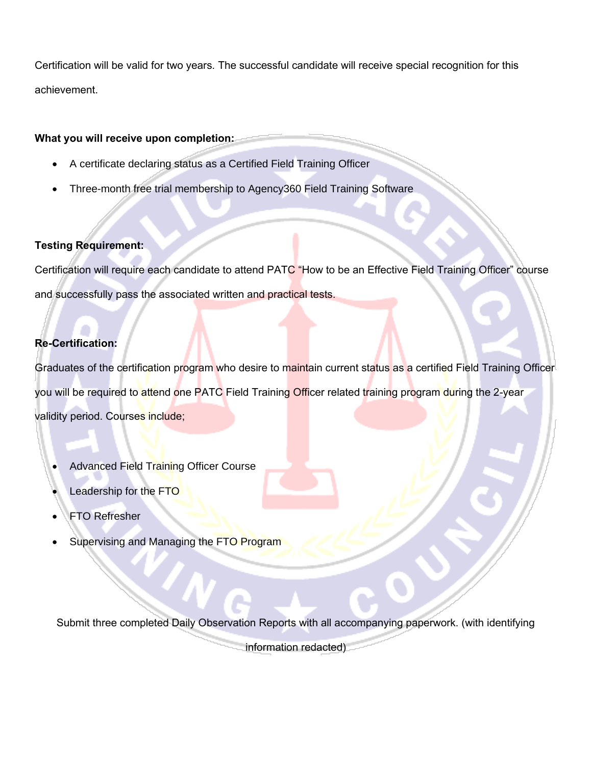Certification will be valid for two years. The successful candidate will receive special recognition for this achievement.

**What you will receive upon completion:**

- A certificate declaring status as a Certified Field Training Officer
- Three-month free trial membership to Agency360 Field Training Software

**Testing Requirement:**

Certification will require each candidate to attend PATC "How to be an Effective Field Training Officer" course and successfully pass the associated written and practical tests.

**Re-Certification:**

Graduates of the certification program who desire to maintain current status as a certified Field Training Officer you will be required to attend one PATC Field Training Officer related training program during the 2-year validity period. Courses include;

- Advanced Field Training Officer Course
- Leadership for the FTO
- FTO Refresher
- Supervising and Managing the FTO Program

Submit three completed Daily Observation Reports with all accompanying paperwork. (with identifying information redacted)